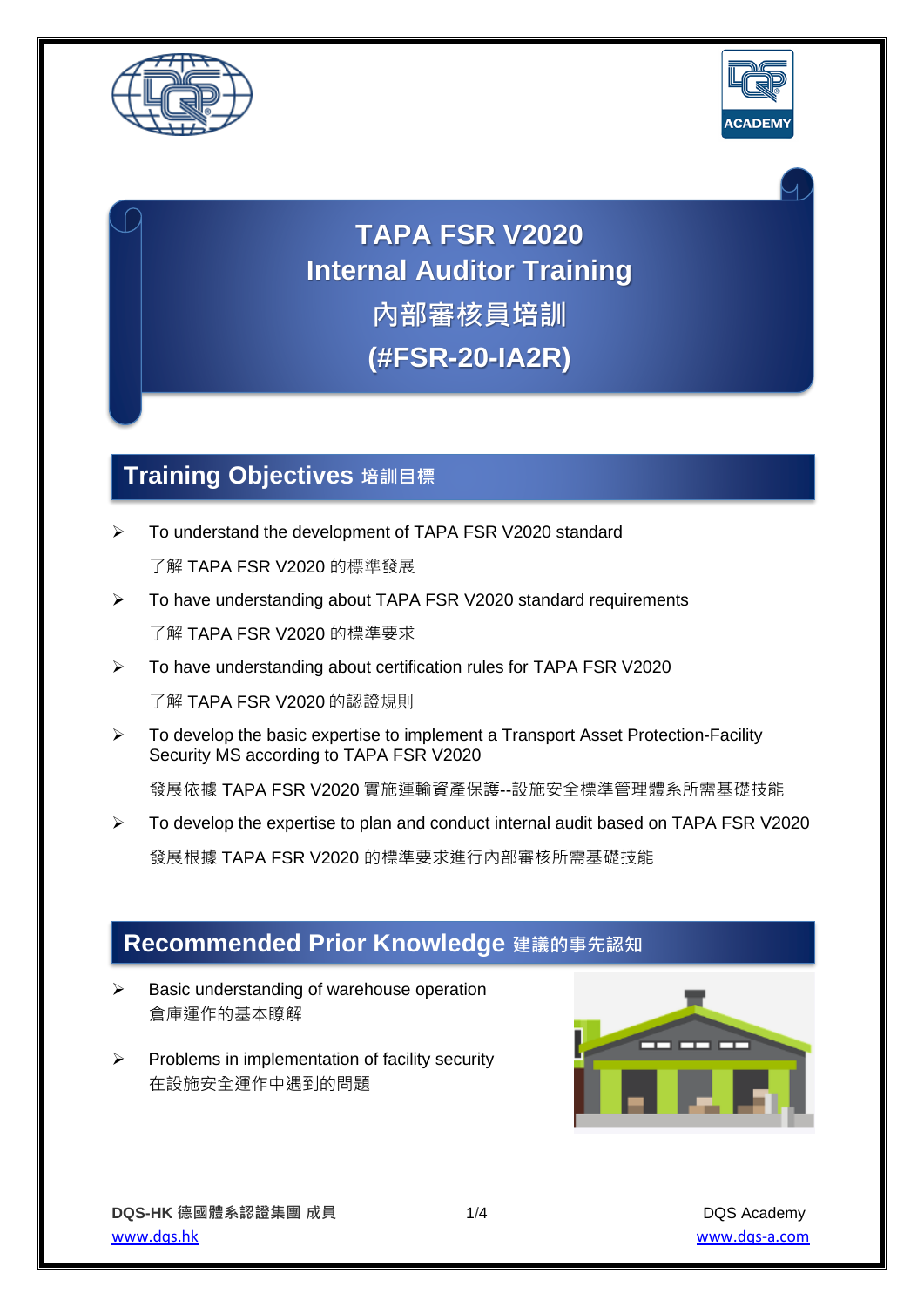# TAPA FSR V2020 Internal Auditor Training 內部審核員培訓 (#FSR-20-IA2R)

## Training Objectives 培訓目標

- To understand the development of TAPA FSR V2020 standard

  了解 TAPA FSR V2020 的標準發展

- To have understanding about TAPA FSR V2020 standard requirements

  了解 TAPA FSR V2020 的標準要求

- To have understanding about certification rules for TAPA FSR V2020

  了解 TAPA FSR V2020 的認證規則

- To develop the basic expertise to implement a Transport Asset Protection-Facility Security MS according to TAPA FSR V2020

  發展依據 TAPA FSR V2020 實施運輸資產保護--設施安全標準管理體系所需基礎技能

- To develop the expertise to plan and conduct internal audit based on TAPA FSR V2020

  發展根據 TAPA FSR V2020 的標準要求進行內部審核所需基礎技能

## Recommended Prior Knowledge 建議的事先認知

- Basic understanding of warehouse operation
  倉庫運作的基本瞭解

- Problems in implementation of facility security
  在設施安全運作中遇到的問題

DQS-HK 德國體系認證集團 成員
www.dqs.hk

DQS Academy
www.dqs-a.com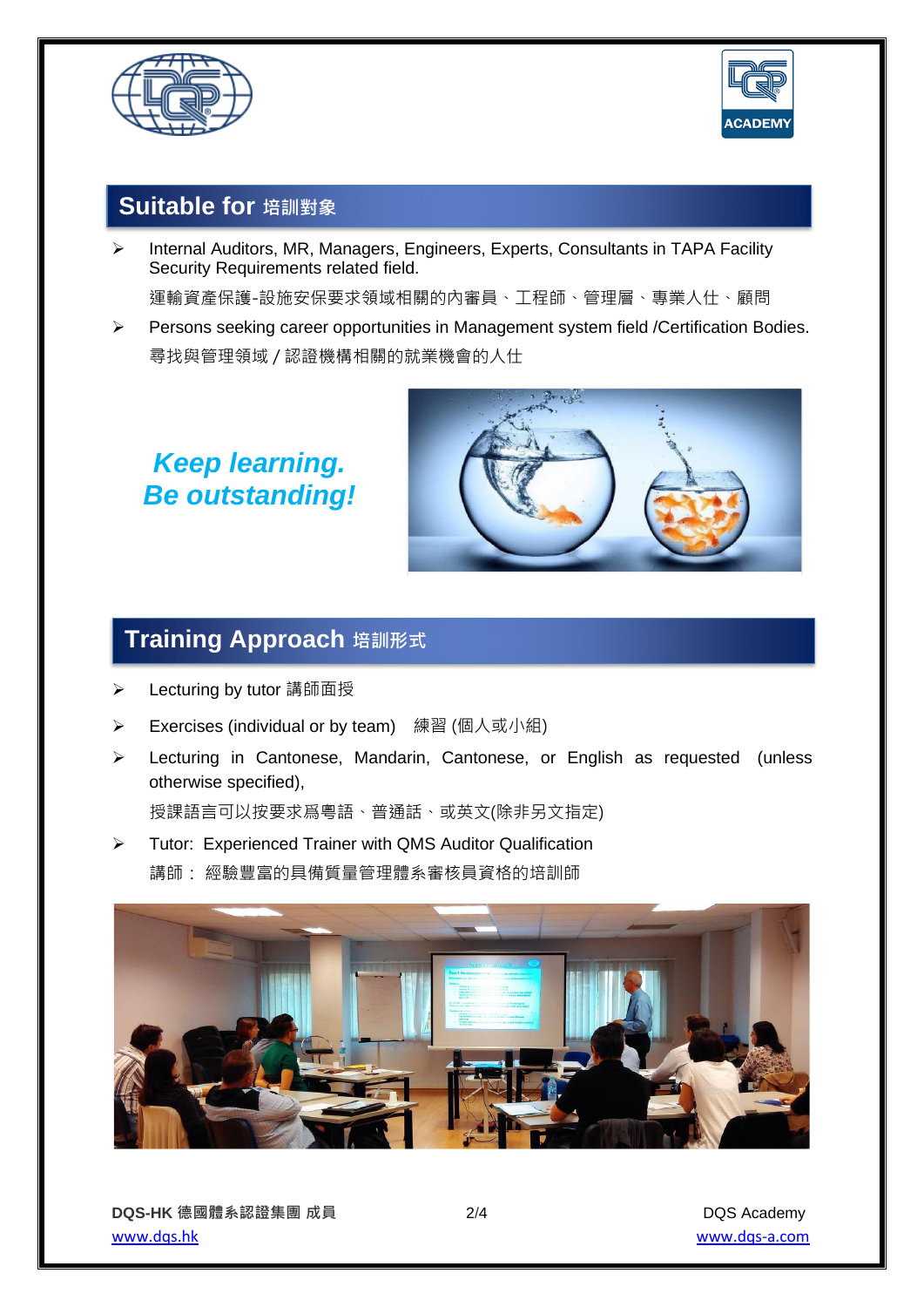## Suitable for 培訓對象

- Internal Auditors, MR, Managers, Engineers, Experts, Consultants in TAPA Facility Security Requirements related field.
  運輸資產保護-設施安保要求領域相關的內審員、工程師、管理層、專業人仕、顧問
- Persons seeking career opportunities in Management system field /Certification Bodies.
  尋找與管理領域 / 認證機構相關的就業機會的人仕

***Keep learning.***
***Be outstanding!***

## Training Approach 培訓形式

- Lecturing by tutor 講師面授
- Exercises (individual or by team) 練習 (個人或小組)
- Lecturing in Cantonese, Mandarin, Cantonese, or English as requested (unless otherwise specified),
  授課語言可以按要求爲粵語、普通話、或英文(除非另文指定)
- Tutor: Experienced Trainer with QMS Auditor Qualification
  講師： 經驗豐富的具備質量管理體系審核員資格的培訓師

**DQS-HK 德國體系認證集團 成員**
www.dqs.hk

DQS Academy
www.dqs-a.com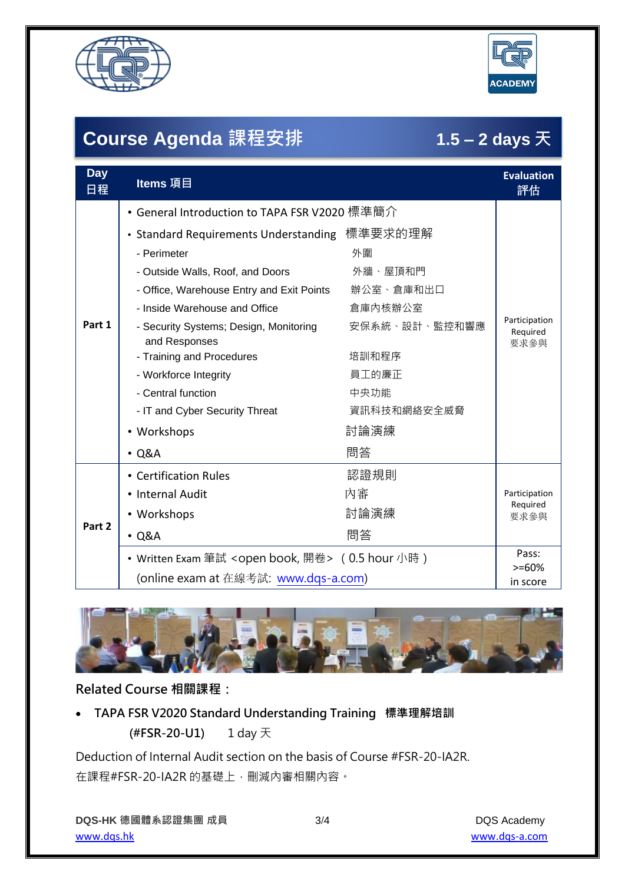## Course Agenda 課程安排 　　1.5 – 2 days 天

| Day 日程 | Items 項目 | | Evaluation 評估 |
|---|---|---|---|
| Part 1 | • General Introduction to TAPA FSR V2020 標準簡介 | | Participation Required 要求參與 |
| | • Standard Requirements Understanding | 標準要求的理解 | |
| | - Perimeter | 外圍 | |
| | - Outside Walls, Roof, and Doors | 外牆、屋頂和門 | |
| | - Office, Warehouse Entry and Exit Points | 辦公室、倉庫和出口 | |
| | - Inside Warehouse and Office | 倉庫內核辦公室 | |
| | - Security Systems; Design, Monitoring and Responses | 安保系統、設計、監控和響應 | |
| | - Training and Procedures | 培訓和程序 | |
| | - Workforce Integrity | 員工的廉正 | |
| | - Central function | 中央功能 | |
| | - IT and Cyber Security Threat | 資訊科技和網絡安全威脅 | |
| | • Workshops | 討論演練 | |
| | • Q&A | 問答 | |
| Part 2 | • Certification Rules | 認證規則 | Participation Required 要求參與 |
| | • Internal Audit | 內審 | |
| | • Workshops | 討論演練 | |
| | • Q&A | 問答 | |
| | • Written Exam 筆試 <open book, 開卷> （0.5 hour 小時）(online exam at 在線考試: www.dqs-a.com) | | Pass: >=60% in score |

**Related Course 相關課程：**

- **TAPA FSR V2020 Standard Understanding Training 　標準理解培訓**
  **(#FSR-20-U1)** 　　1 day 天

Deduction of Internal Audit section on the basis of Course #FSR-20-IA2R.
在課程#FSR-20-IA2R 的基礎上，刪減內審相關內容。

**DQS-HK 德國體系認證集團 成員** 　　DQS Academy
www.dqs.hk 　　www.dqs-a.com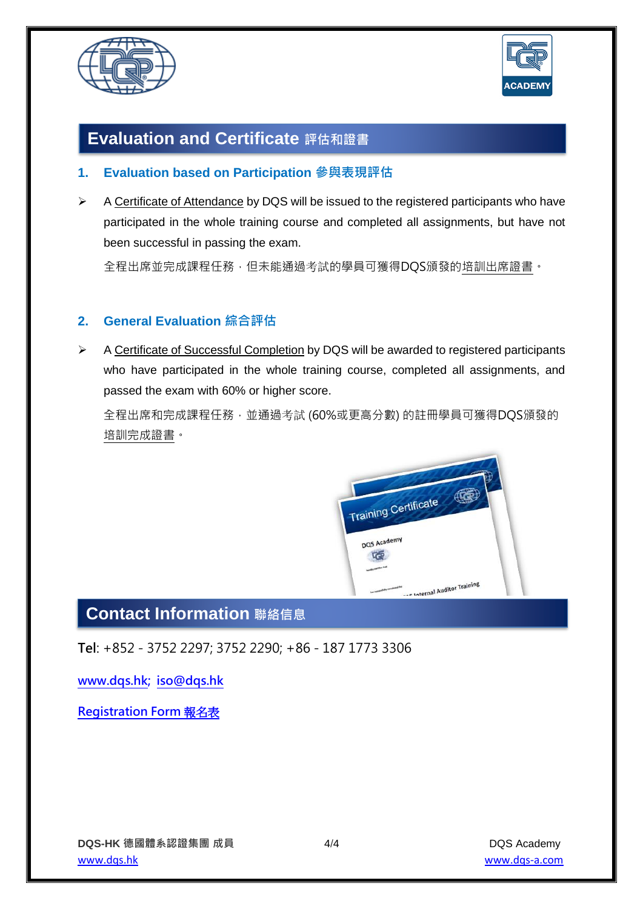# Evaluation and Certificate 評估和證書

## 1. Evaluation based on Participation 參與表現評估

- A Certificate of Attendance by DQS will be issued to the registered participants who have participated in the whole training course and completed all assignments, but have not been successful in passing the exam.

  全程出席並完成課程任務，但未能通過考試的學員可獲得DQS頒發的培訓出席證書。

## 2. General Evaluation 綜合評估

- A Certificate of Successful Completion by DQS will be awarded to registered participants who have participated in the whole training course, completed all assignments, and passed the exam with 60% or higher score.

  全程出席和完成課程任務，並通過考試 (60%或更高分數) 的註冊學員可獲得DQS頒發的培訓完成證書。

# Contact Information 聯絡信息

**Tel**: +852 - 3752 2297; 3752 2290; +86 - 187 1773 3306

www.dqs.hk; iso@dqs.hk

Registration Form 報名表